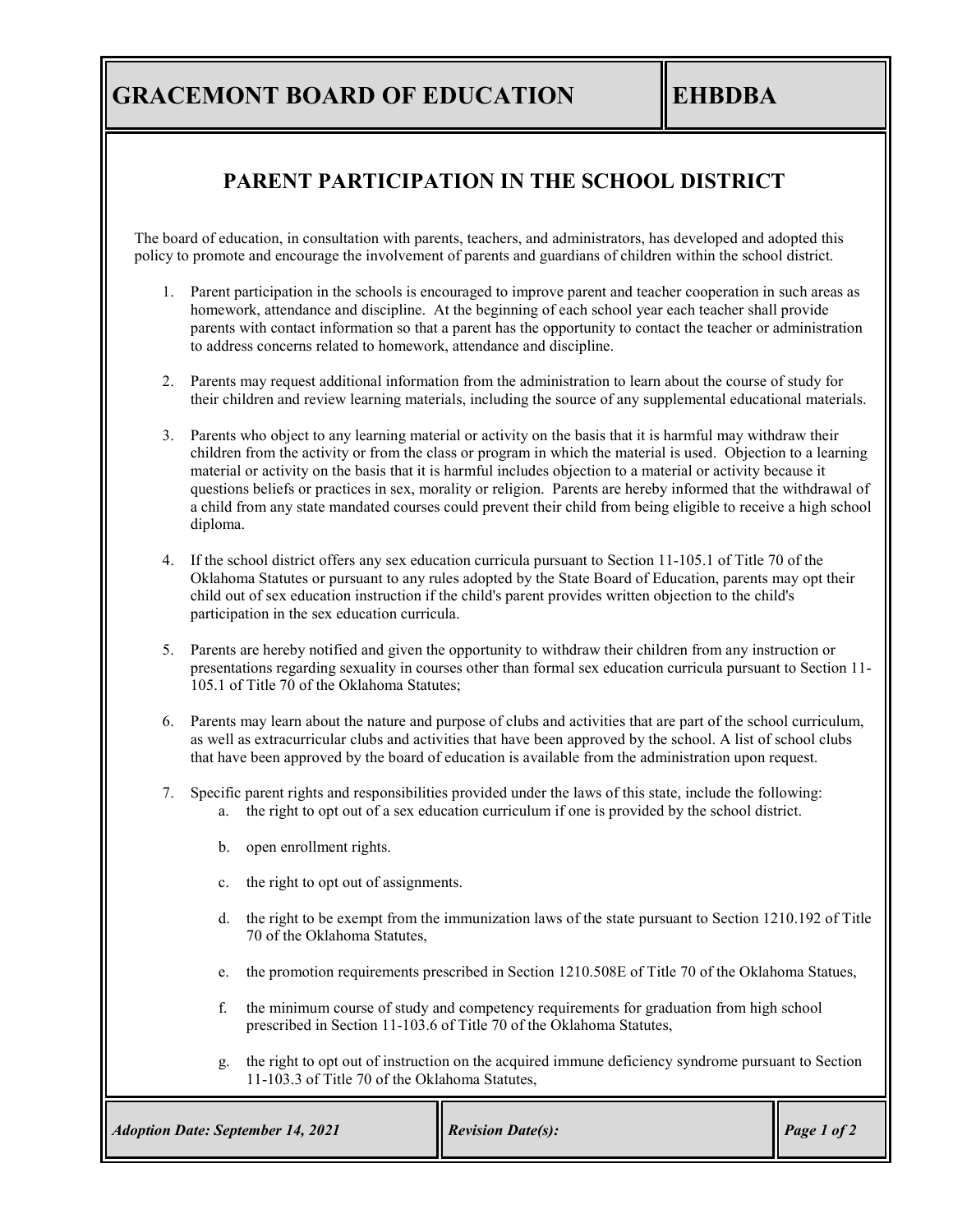# GRACEMONT BOARD OF EDUCATION

# EHBDBA

## PARENT PARTICIPATION IN THE SCHOOL DISTRICT

The board of education, in consultation with parents, teachers, and administrators, has developed and adopted this policy to promote and encourage the involvement of parents and guardians of children within the school district.

1. Parent participation in the schools is encouraged to improve parent and teacher cooperation in such areas as homework, attendance and discipline. At the beginning of each school year each teacher shall provide parents with contact information so that a parent has the opportunity to contact the teacher or administration to address concerns related to homework, attendance and discipline.

2. Parents may request additional information from the administration to learn about the course of study for their children and review learning materials, including the source of any supplemental educational materials.

3. Parents who object to any learning material or activity on the basis that it is harmful may withdraw their children from the activity or from the class or program in which the material is used. Objection to a learning material or activity on the basis that it is harmful includes objection to a material or activity because it questions beliefs or practices in sex, morality or religion. Parents are hereby informed that the withdrawal of a child from any state mandated courses could prevent their child from being eligible to receive a high school diploma.

4. If the school district offers any sex education curricula pursuant to Section 11-105.1 of Title 70 of the Oklahoma Statutes or pursuant to any rules adopted by the State Board of Education, parents may opt their child out of sex education instruction if the child's parent provides written objection to the child's participation in the sex education curricula.

5. Parents are hereby notified and given the opportunity to withdraw their children from any instruction or presentations regarding sexuality in courses other than formal sex education curricula pursuant to Section 11-105.1 of Title 70 of the Oklahoma Statutes;

6. Parents may learn about the nature and purpose of clubs and activities that are part of the school curriculum, as well as extracurricular clubs and activities that have been approved by the school. A list of school clubs that have been approved by the board of education is available from the administration upon request.

7. Specific parent rights and responsibilities provided under the laws of this state, include the following:
   a. the right to opt out of a sex education curriculum if one is provided by the school district.

   b. open enrollment rights.

   c. the right to opt out of assignments.

   d. the right to be exempt from the immunization laws of the state pursuant to Section 1210.192 of Title 70 of the Oklahoma Statutes,

   e. the promotion requirements prescribed in Section 1210.508E of Title 70 of the Oklahoma Statues,

   f. the minimum course of study and competency requirements for graduation from high school prescribed in Section 11-103.6 of Title 70 of the Oklahoma Statutes,

   g. the right to opt out of instruction on the acquired immune deficiency syndrome pursuant to Section 11-103.3 of Title 70 of the Oklahoma Statutes,

*Adoption Date: September 14, 2021* | *Revision Date(s):*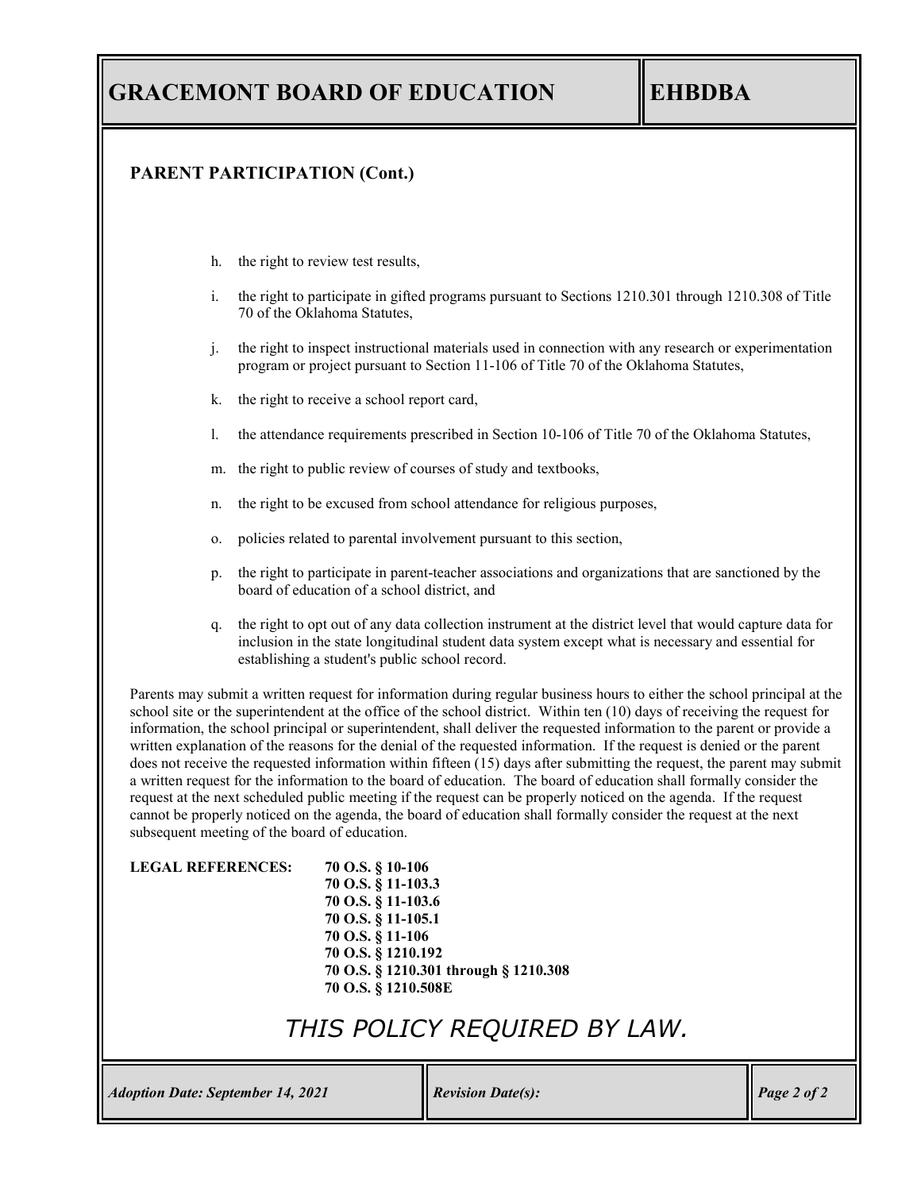## PARENT PARTICIPATION (Cont.)

h. the right to review test results,

i. the right to participate in gifted programs pursuant to Sections 1210.301 through 1210.308 of Title 70 of the Oklahoma Statutes,

j. the right to inspect instructional materials used in connection with any research or experimentation program or project pursuant to Section 11-106 of Title 70 of the Oklahoma Statutes,

k. the right to receive a school report card,

l. the attendance requirements prescribed in Section 10-106 of Title 70 of the Oklahoma Statutes,

m. the right to public review of courses of study and textbooks,

n. the right to be excused from school attendance for religious purposes,

o. policies related to parental involvement pursuant to this section,

p. the right to participate in parent-teacher associations and organizations that are sanctioned by the board of education of a school district, and

q. the right to opt out of any data collection instrument at the district level that would capture data for inclusion in the state longitudinal student data system except what is necessary and essential for establishing a student's public school record.

Parents may submit a written request for information during regular business hours to either the school principal at the school site or the superintendent at the office of the school district. Within ten (10) days of receiving the request for information, the school principal or superintendent, shall deliver the requested information to the parent or provide a written explanation of the reasons for the denial of the requested information. If the request is denied or the parent does not receive the requested information within fifteen (15) days after submitting the request, the parent may submit a written request for the information to the board of education. The board of education shall formally consider the request at the next scheduled public meeting if the request can be properly noticed on the agenda. If the request cannot be properly noticed on the agenda, the board of education shall formally consider the request at the next subsequent meeting of the board of education.

**LEGAL REFERENCES:**

**70 O.S. § 10-106**
**70 O.S. § 11-103.3**
**70 O.S. § 11-103.6**
**70 O.S. § 11-105.1**
**70 O.S. § 11-106**
**70 O.S. § 1210.192**
**70 O.S. § 1210.301 through § 1210.308**
**70 O.S. § 1210.508E**

*THIS POLICY REQUIRED BY LAW.*

***Adoption Date: September 14, 2021*** | ***Revision Date(s):***